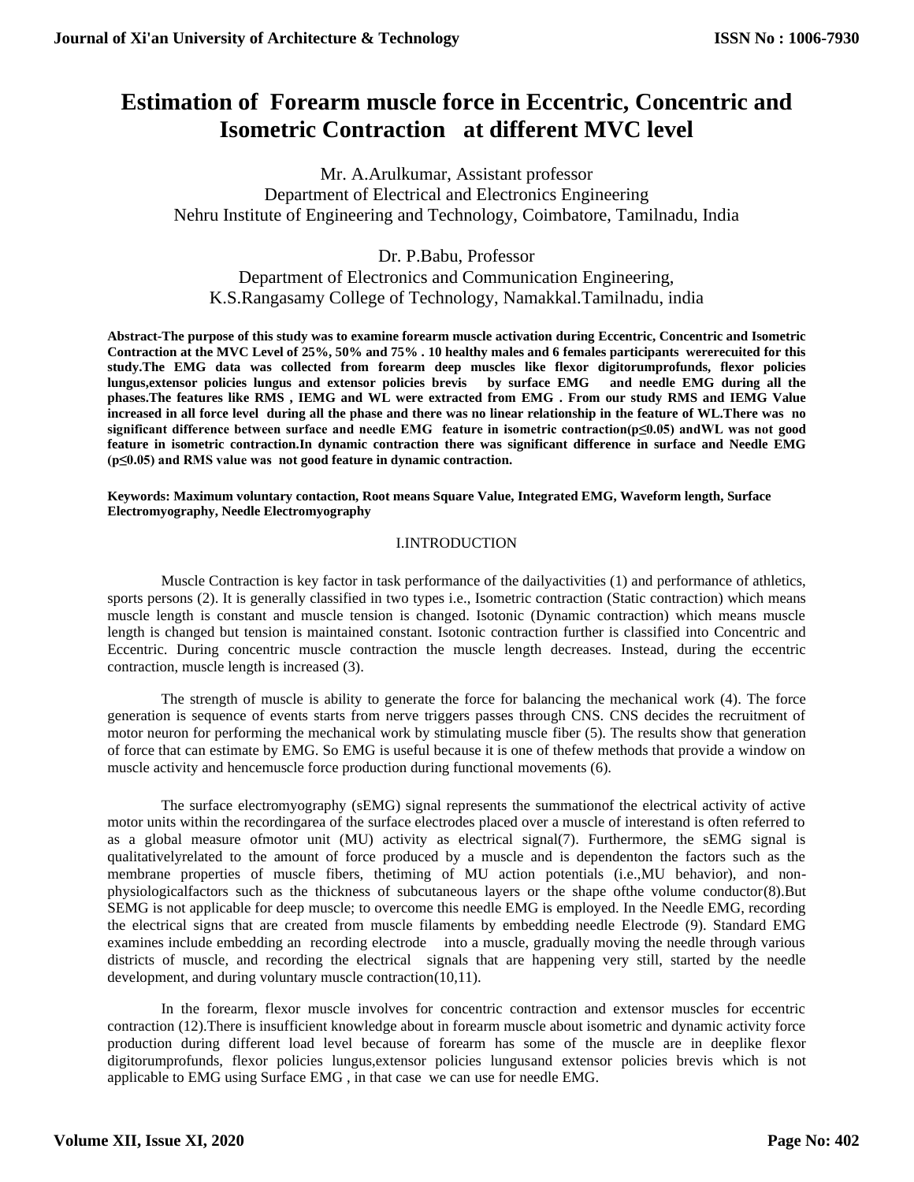# Estimation of Forearm muscle force in Eccentric, Concentric and Isometric Contraction at different MVC level

Mr. A.Arulkumar, Assistant professor
Department of Electrical and Electronics Engineering
Nehru Institute of Engineering and Technology, Coimbatore, Tamilnadu, India

Dr. P.Babu, Professor
Department of Electronics and Communication Engineering,
K.S.Rangasamy College of Technology, Namakkal.Tamilnadu, india

**Abstract-The purpose of this study was to examine forearm muscle activation during Eccentric, Concentric and Isometric Contraction at the MVC Level of 25%, 50% and 75% . 10 healthy males and 6 females participants wererecuited for this study.The EMG data was collected from forearm deep muscles like flexor digitorumprofunds, flexor policies lungus,extensor policies lungus and extensor policies brevis by surface EMG and needle EMG during all the phases.The features like RMS , IEMG and WL were extracted from EMG . From our study RMS and IEMG Value increased in all force level during all the phase and there was no linear relationship in the feature of WL.There was no significant difference between surface and needle EMG feature in isometric contraction($p \leq 0.05$) andWL was not good feature in isometric contraction.In dynamic contraction there was significant difference in surface and Needle EMG ($p \leq 0.05$) and RMS value was not good feature in dynamic contraction.**

**Keywords: Maximum voluntary contaction, Root means Square Value, Integrated EMG, Waveform length, Surface Electromyography, Needle Electromyography**

## I.INTRODUCTION

Muscle Contraction is key factor in task performance of the dailyactivities (1) and performance of athletics, sports persons (2). It is generally classified in two types i.e., Isometric contraction (Static contraction) which means muscle length is constant and muscle tension is changed. Isotonic (Dynamic contraction) which means muscle length is changed but tension is maintained constant. Isotonic contraction further is classified into Concentric and Eccentric. During concentric muscle contraction the muscle length decreases. Instead, during the eccentric contraction, muscle length is increased (3).

The strength of muscle is ability to generate the force for balancing the mechanical work (4). The force generation is sequence of events starts from nerve triggers passes through CNS. CNS decides the recruitment of motor neuron for performing the mechanical work by stimulating muscle fiber (5). The results show that generation of force that can estimate by EMG. So EMG is useful because it is one of thefew methods that provide a window on muscle activity and hencemuscle force production during functional movements (6).

The surface electromyography (sEMG) signal represents the summationof the electrical activity of active motor units within the recordingarea of the surface electrodes placed over a muscle of interestand is often referred to as a global measure ofmotor unit (MU) activity as electrical signal(7). Furthermore, the sEMG signal is qualitativelyrelated to the amount of force produced by a muscle and is dependenton the factors such as the membrane properties of muscle fibers, thetiming of MU action potentials (i.e.,MU behavior), and non-physiologicalfactors such as the thickness of subcutaneous layers or the shape ofthe volume conductor(8).But SEMG is not applicable for deep muscle; to overcome this needle EMG is employed. In the Needle EMG, recording the electrical signs that are created from muscle filaments by embedding needle Electrode (9). Standard EMG examines include embedding an recording electrode into a muscle, gradually moving the needle through various districts of muscle, and recording the electrical signals that are happening very still, started by the needle development, and during voluntary muscle contraction(10,11).

In the forearm, flexor muscle involves for concentric contraction and extensor muscles for eccentric contraction (12).There is insufficient knowledge about in forearm muscle about isometric and dynamic activity force production during different load level because of forearm has some of the muscle are in deeplike flexor digitorumprofunds, flexor policies lungus,extensor policies lungusand extensor policies brevis which is not applicable to EMG using Surface EMG , in that case we can use for needle EMG.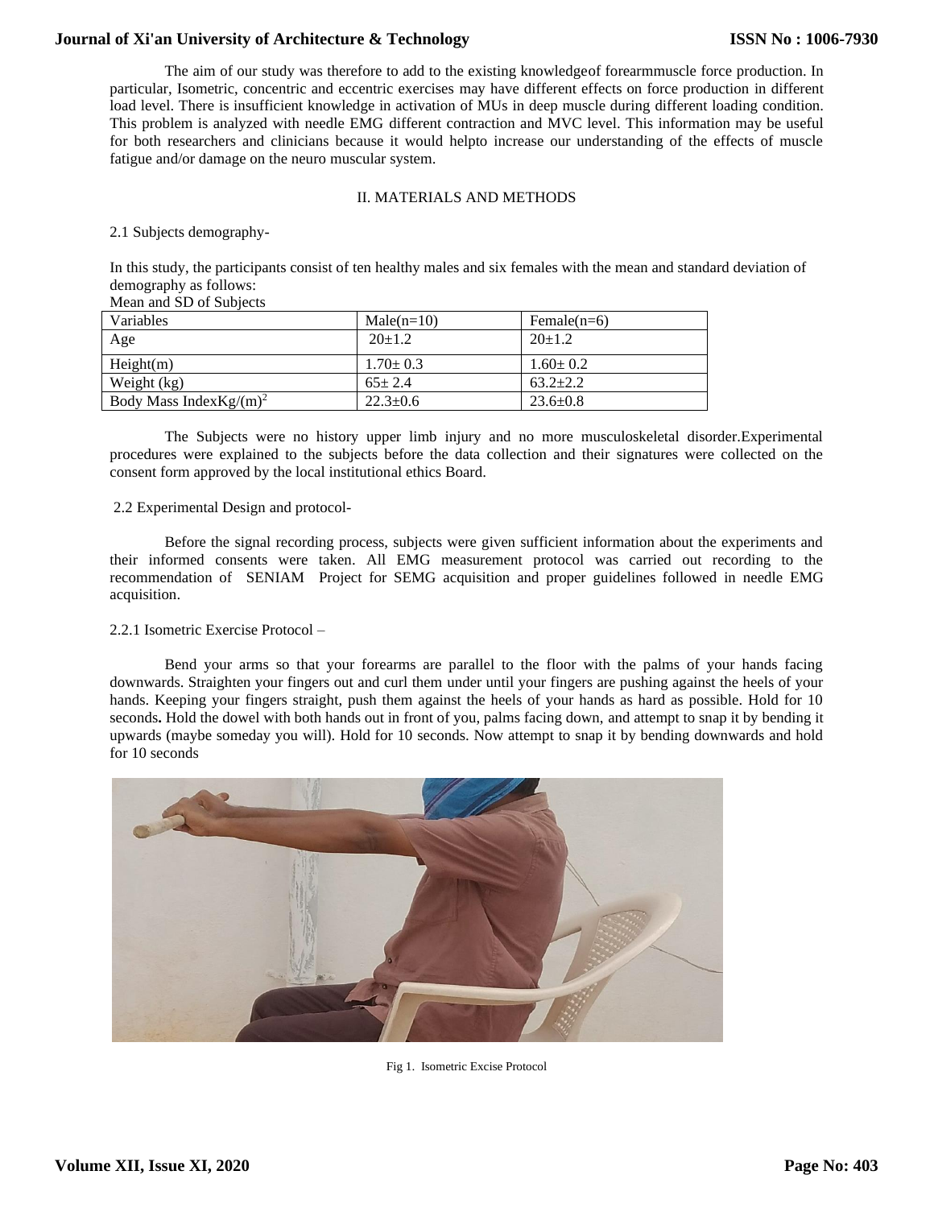The aim of our study was therefore to add to the existing knowledgeof forearmmuscle force production. In particular, Isometric, concentric and eccentric exercises may have different effects on force production in different load level. There is insufficient knowledge in activation of MUs in deep muscle during different loading condition. This problem is analyzed with needle EMG different contraction and MVC level. This information may be useful for both researchers and clinicians because it would helpto increase our understanding of the effects of muscle fatigue and/or damage on the neuro muscular system.

## II. MATERIALS AND METHODS

### 2.1 Subjects demography-

In this study, the participants consist of ten healthy males and six females with the mean and standard deviation of demography as follows:

Mean and SD of Subjects

| Variables | Male(n=10) | Female(n=6) |
|---|---|---|
| Age | 20±1.2 | 20±1.2 |
| Height(m) | 1.70± 0.3 | 1.60± 0.2 |
| Weight (kg) | 65± 2.4 | 63.2±2.2 |
| Body Mass Index$Kg/(m)^2$ | 22.3±0.6 | 23.6±0.8 |

The Subjects were no history upper limb injury and no more musculoskeletal disorder.Experimental procedures were explained to the subjects before the data collection and their signatures were collected on the consent form approved by the local institutional ethics Board.

### 2.2 Experimental Design and protocol-

Before the signal recording process, subjects were given sufficient information about the experiments and their informed consents were taken. All EMG measurement protocol was carried out recording to the recommendation of SENIAM Project for SEMG acquisition and proper guidelines followed in needle EMG acquisition.

#### 2.2.1 Isometric Exercise Protocol –

Bend your arms so that your forearms are parallel to the floor with the palms of your hands facing downwards. Straighten your fingers out and curl them under until your fingers are pushing against the heels of your hands. Keeping your fingers straight, push them against the heels of your hands as hard as possible. Hold for 10 seconds**.** Hold the dowel with both hands out in front of you, palms facing down, and attempt to snap it by bending it upwards (maybe someday you will). Hold for 10 seconds. Now attempt to snap it by bending downwards and hold for 10 seconds

Fig 1. Isometric Excise Protocol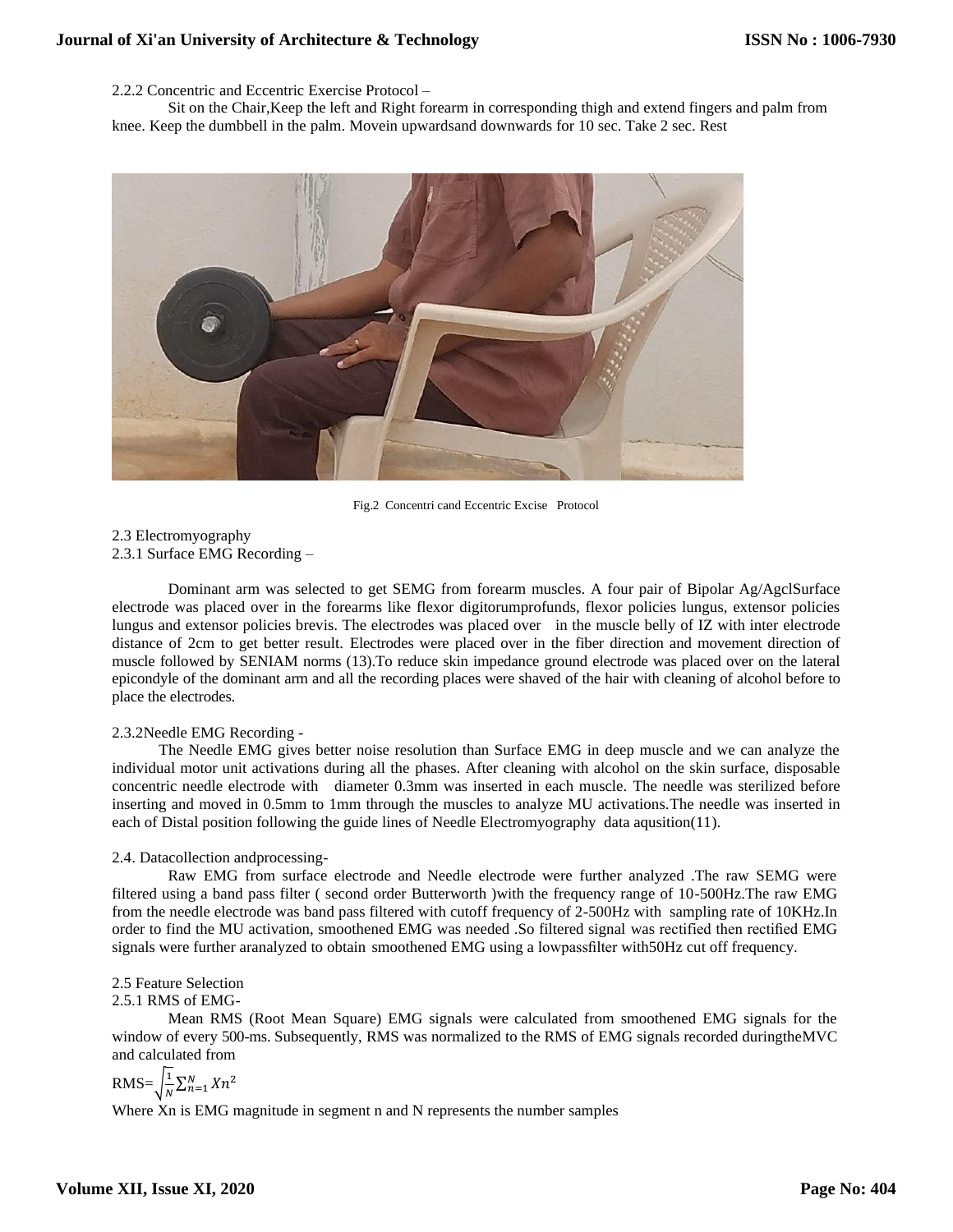2.2.2 Concentric and Eccentric Exercise Protocol –

Sit on the Chair,Keep the left and Right forearm in corresponding thigh and extend fingers and palm from knee. Keep the dumbbell in the palm. Movein upwardsand downwards for 10 sec. Take 2 sec. Rest

Fig.2 Concentri cand Eccentric Excise Protocol

2.3 Electromyography

2.3.1 Surface EMG Recording –

Dominant arm was selected to get SEMG from forearm muscles. A four pair of Bipolar Ag/AgclSurface electrode was placed over in the forearms like flexor digitorumprofunds, flexor policies lungus, extensor policies lungus and extensor policies brevis. The electrodes was placed over in the muscle belly of IZ with inter electrode distance of 2cm to get better result. Electrodes were placed over in the fiber direction and movement direction of muscle followed by SENIAM norms (13).To reduce skin impedance ground electrode was placed over on the lateral epicondyle of the dominant arm and all the recording places were shaved of the hair with cleaning of alcohol before to place the electrodes.

2.3.2Needle EMG Recording -

The Needle EMG gives better noise resolution than Surface EMG in deep muscle and we can analyze the individual motor unit activations during all the phases. After cleaning with alcohol on the skin surface, disposable concentric needle electrode with diameter 0.3mm was inserted in each muscle. The needle was sterilized before inserting and moved in 0.5mm to 1mm through the muscles to analyze MU activations.The needle was inserted in each of Distal position following the guide lines of Needle Electromyography data aqusition(11).

2.4. Datacollection andprocessing-

Raw EMG from surface electrode and Needle electrode were further analyzed .The raw SEMG were filtered using a band pass filter ( second order Butterworth )with the frequency range of 10-500Hz.The raw EMG from the needle electrode was band pass filtered with cutoff frequency of 2-500Hz with sampling rate of 10KHz.In order to find the MU activation, smoothened EMG was needed .So filtered signal was rectified then rectified EMG signals were further aranalyzed to obtain smoothened EMG using a lowpassfilter with50Hz cut off frequency.

2.5 Feature Selection

2.5.1 RMS of EMG-

Mean RMS (Root Mean Square) EMG signals were calculated from smoothened EMG signals for the window of every 500-ms. Subsequently, RMS was normalized to the RMS of EMG signals recorded duringtheMVC and calculated from

$$RMS=\sqrt{\frac{1}{N}\sum_{n=1}^{N} Xn^2}$$

Where Xn is EMG magnitude in segment n and N represents the number samples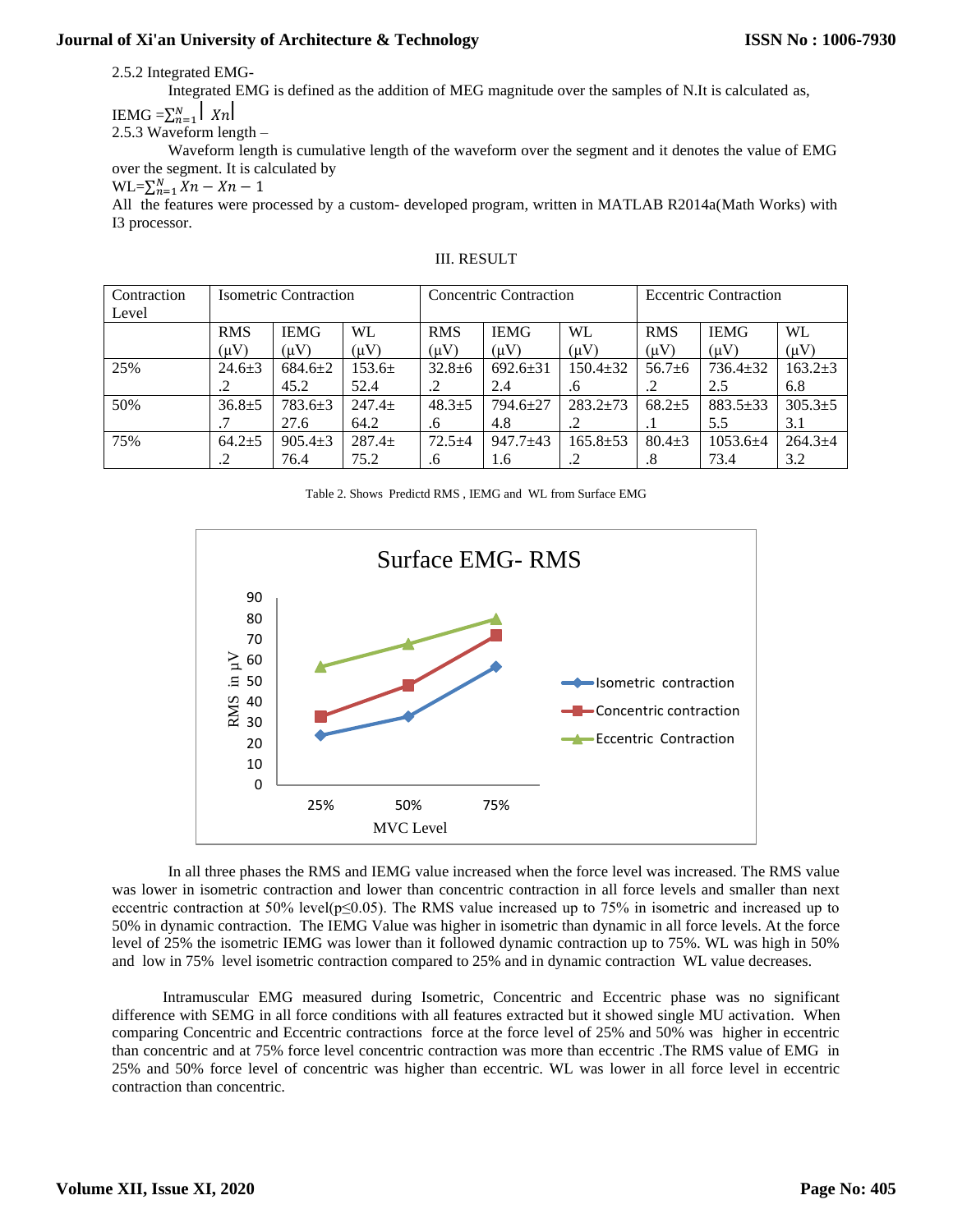2.5.2 Integrated EMG-

Integrated EMG is defined as the addition of MEG magnitude over the samples of N.It is calculated as,

IEMG $=\sum_{n=1}^{N} | Xn|$

2.5.3 Waveform length –

Waveform length is cumulative length of the waveform over the segment and it denotes the value of EMG over the segment. It is calculated by

WL$=\sum_{n=1}^{N} Xn - Xn - 1$

All the features were processed by a custom- developed program, written in MATLAB R2014a(Math Works) with I3 processor.

## III. RESULT

| Contraction Level | Isometric Contraction | | | Concentric Contraction | | | Eccentric Contraction | | |
|---|---|---|---|---|---|---|---|---|---|
| | RMS (μV) | IEMG (μV) | WL (μV) | RMS (μV) | IEMG (μV) | WL (μV) | RMS (μV) | IEMG (μV) | WL (μV) |
| 25% | 24.6±3.2 | 684.6±245.2 | 153.6±52.4 | 32.8±6.2 | 692.6±312.4 | 150.4±32.6 | 56.7±6.2 | 736.4±322.5 | 163.2±36.8 |
| 50% | 36.8±5.7 | 783.6±327.6 | 247.4±64.2 | 48.3±5.6 | 794.6±274.8 | 283.2±73.2 | 68.2±5.1 | 883.5±335.5 | 305.3±53.1 |
| 75% | 64.2±5.2 | 905.4±376.4 | 287.4±75.2 | 72.5±4.6 | 947.7±431.6 | 165.8±53.2 | 80.4±3.8 | 1053.6±473.4 | 264.3±43.2 |

Table 2. Shows Predictd RMS , IEMG and WL from Surface EMG

Surface EMG- RMS

| MVC Level | Isometric contraction | Concentric contraction | Eccentric Contraction |
|---|---|---|---|
| 25% | 24.6 | 32.8 | 56.7 |
| 50% | 32.8 | 48.3 | 68.2 |
| 75% | 56.7 | 72.5 | 80.4 |

In all three phases the RMS and IEMG value increased when the force level was increased. The RMS value was lower in isometric contraction and lower than concentric contraction in all force levels and smaller than next eccentric contraction at 50% level($p \leq 0.05$). The RMS value increased up to 75% in isometric and increased up to 50% in dynamic contraction. The IEMG Value was higher in isometric than dynamic in all force levels. At the force level of 25% the isometric IEMG was lower than it followed dynamic contraction up to 75%. WL was high in 50% and low in 75% level isometric contraction compared to 25% and in dynamic contraction WL value decreases.

Intramuscular EMG measured during Isometric, Concentric and Eccentric phase was no significant difference with SEMG in all force conditions with all features extracted but it showed single MU activation. When comparing Concentric and Eccentric contractions force at the force level of 25% and 50% was higher in eccentric than concentric and at 75% force level concentric contraction was more than eccentric .The RMS value of EMG in 25% and 50% force level of concentric was higher than eccentric. WL was lower in all force level in eccentric contraction than concentric.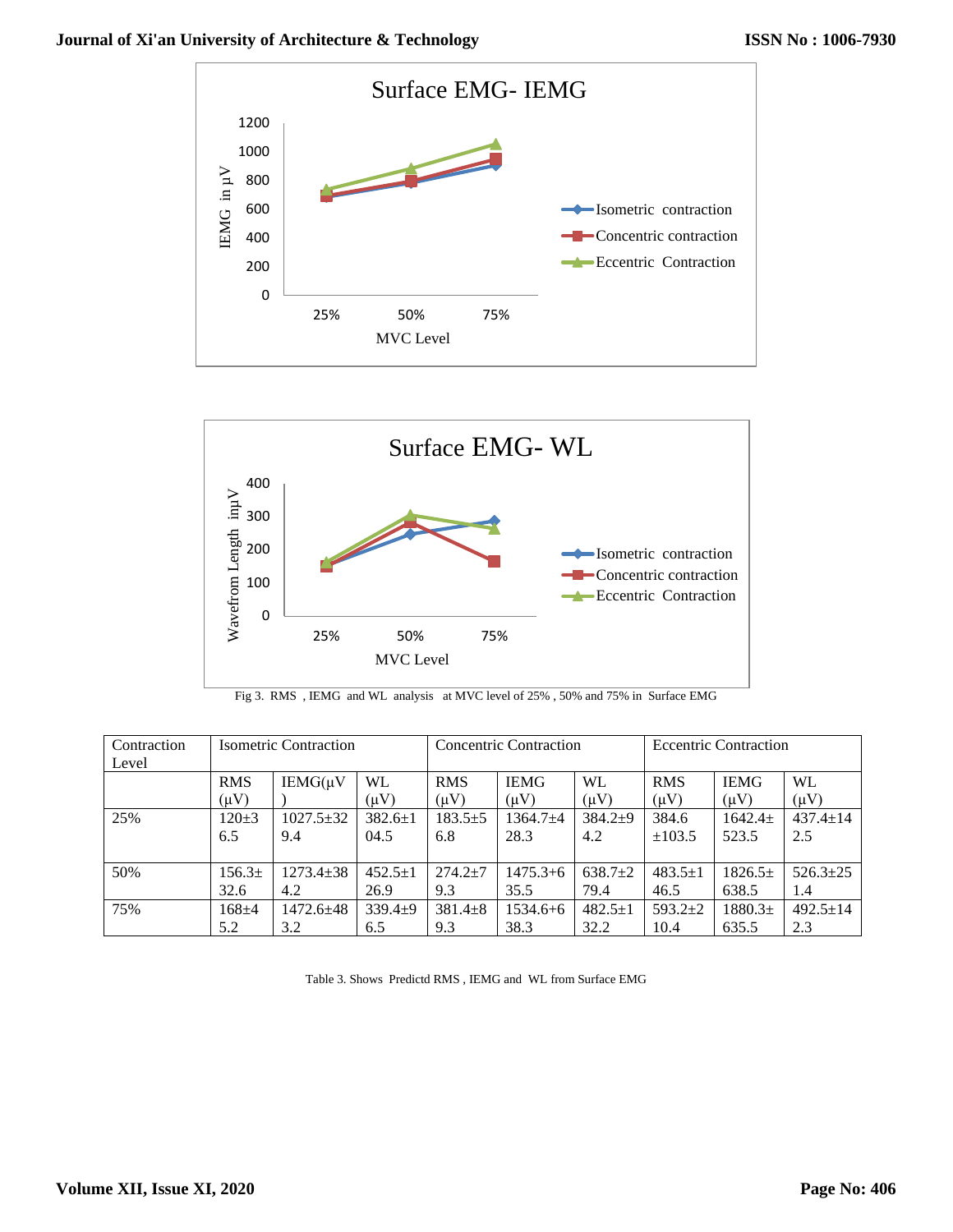Fig 3. RMS , IEMG and WL analysis at MVC level of 25% , 50% and 75% in Surface EMG

| Contraction Level | Isometric Contraction | | | Concentric Contraction | | | Eccentric Contraction | | |
|---|---|---|---|---|---|---|---|---|---|
| | RMS (μV) | IEMG(μV) | WL (μV) | RMS (μV) | IEMG (μV) | WL (μV) | RMS (μV) | IEMG (μV) | WL (μV) |
| 25% | 120±36.5 | 1027.5±329.4 | 382.6±104.5 | 183.5±56.8 | 1364.7±428.3 | 384.2±94.2 | 384.6 ±103.5 | 1642.4± 523.5 | 437.4±142.5 |
| 50% | 156.3± 32.6 | 1273.4±384.2 | 452.5±126.9 | 274.2±79.3 | 1475.3+635.5 | 638.7±279.4 | 483.5±146.5 | 1826.5± 638.5 | 526.3±251.4 |
| 75% | 168±45.2 | 1472.6±483.2 | 339.4±96.5 | 381.4±89.3 | 1534.6+638.3 | 482.5±132.2 | 593.2±210.4 | 1880.3± 635.5 | 492.5±142.3 |

Table 3. Shows Predictd RMS , IEMG and WL from Surface EMG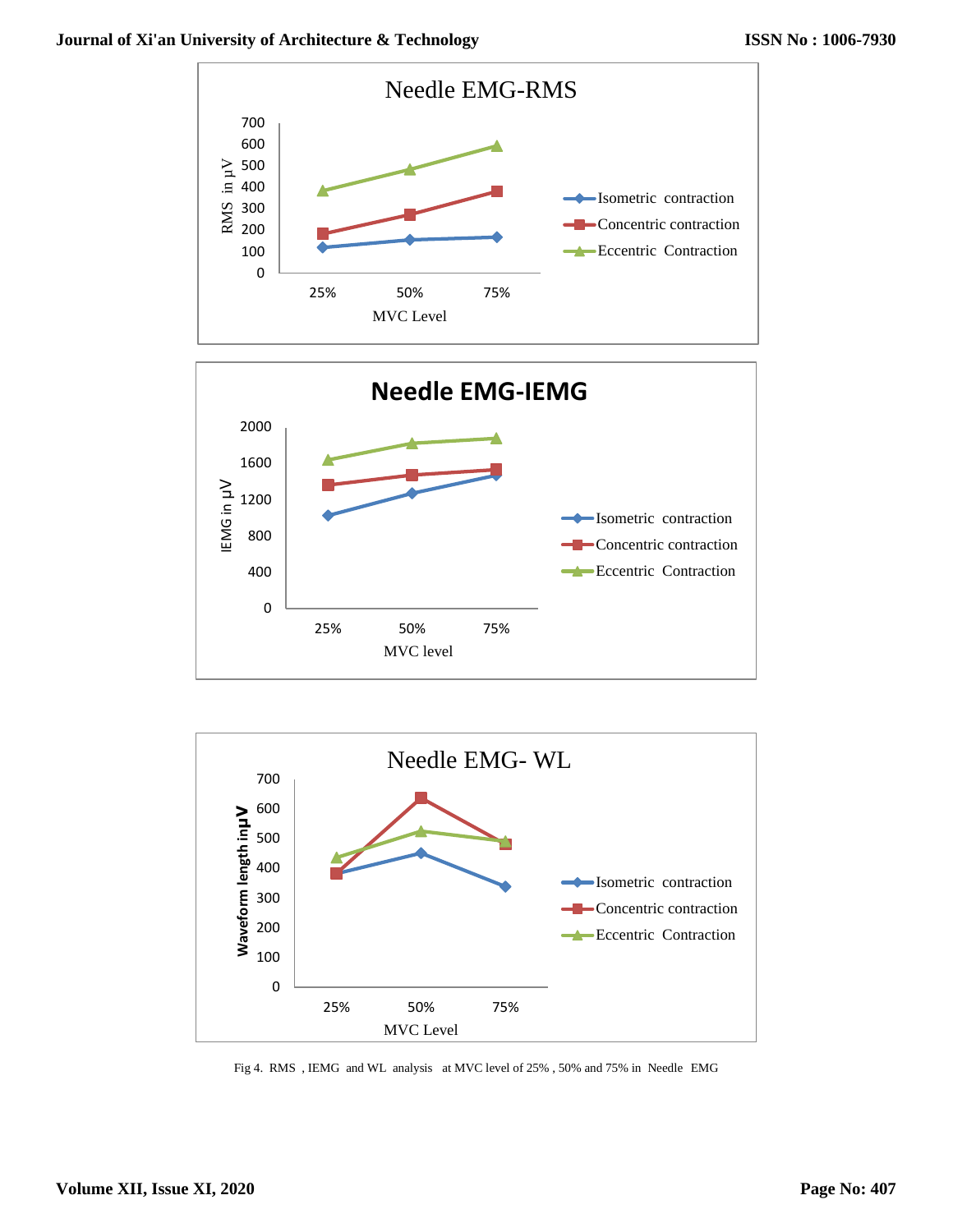Fig 4. RMS , IEMG and WL analysis at MVC level of 25% , 50% and 75% in Needle EMG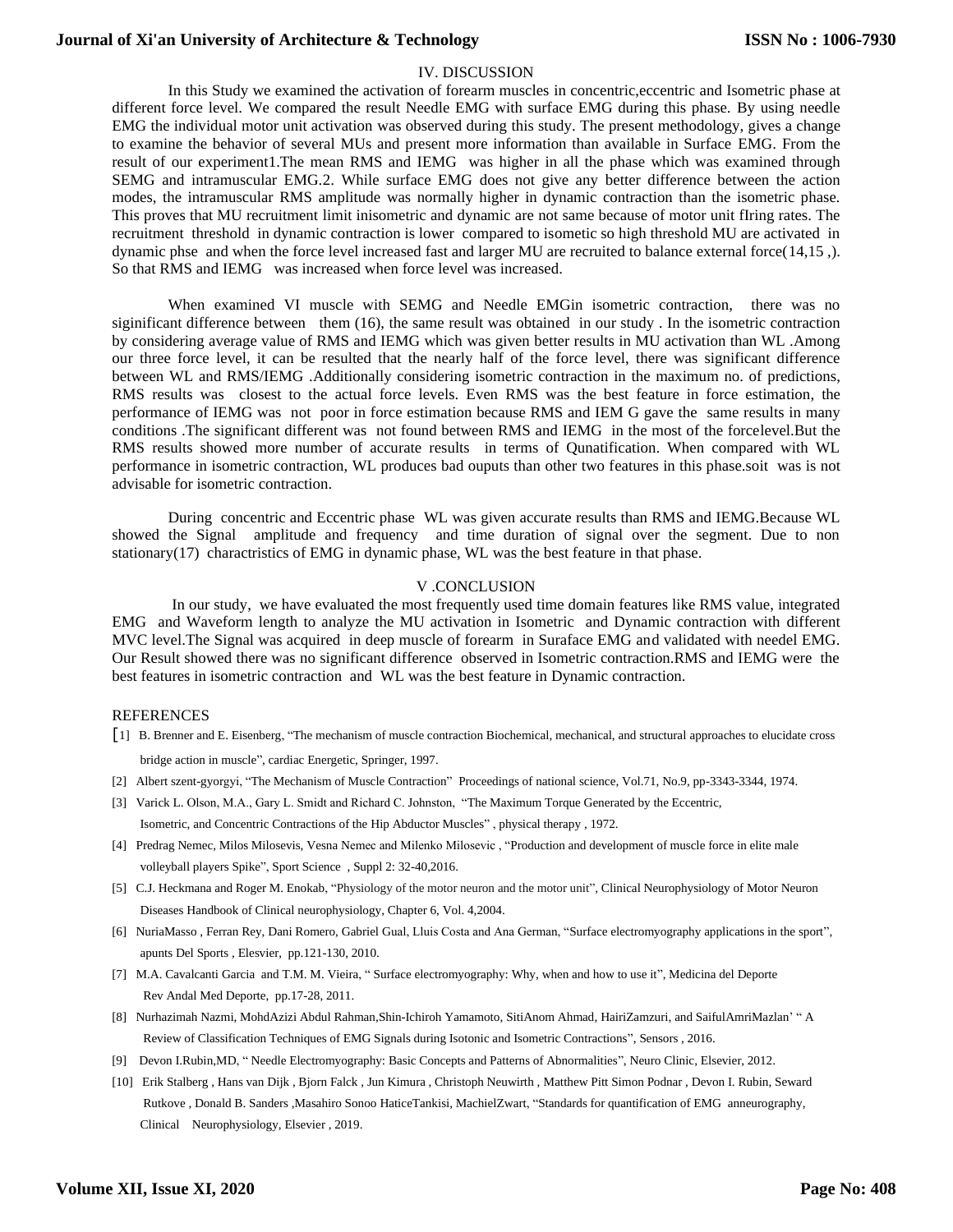## IV. DISCUSSION

In this Study we examined the activation of forearm muscles in concentric,eccentric and Isometric phase at different force level. We compared the result Needle EMG with surface EMG during this phase. By using needle EMG the individual motor unit activation was observed during this study. The present methodology, gives a change to examine the behavior of several MUs and present more information than available in Surface EMG. From the result of our experiment1.The mean RMS and IEMG was higher in all the phase which was examined through SEMG and intramuscular EMG.2. While surface EMG does not give any better difference between the action modes, the intramuscular RMS amplitude was normally higher in dynamic contraction than the isometric phase. This proves that MU recruitment limit inisometric and dynamic are not same because of motor unit fIring rates. The recruitment threshold in dynamic contraction is lower compared to isometic so high threshold MU are activated in dynamic phse and when the force level increased fast and larger MU are recruited to balance external force(14,15 ,). So that RMS and IEMG was increased when force level was increased.

When examined VI muscle with SEMG and Needle EMGin isometric contraction, there was no siginificant difference between them (16), the same result was obtained in our study . In the isometric contraction by considering average value of RMS and IEMG which was given better results in MU activation than WL .Among our three force level, it can be resulted that the nearly half of the force level, there was significant difference between WL and RMS/IEMG .Additionally considering isometric contraction in the maximum no. of predictions, RMS results was closest to the actual force levels. Even RMS was the best feature in force estimation, the performance of IEMG was not poor in force estimation because RMS and IEM G gave the same results in many conditions .The significant different was not found between RMS and IEMG in the most of the forcelevel.But the RMS results showed more number of accurate results in terms of Qunatification. When compared with WL performance in isometric contraction, WL produces bad ouputs than other two features in this phase.soit was is not advisable for isometric contraction.

During concentric and Eccentric phase WL was given accurate results than RMS and IEMG.Because WL showed the Signal amplitude and frequency and time duration of signal over the segment. Due to non stationary(17) charactristics of EMG in dynamic phase, WL was the best feature in that phase.

## V .CONCLUSION

In our study, we have evaluated the most frequently used time domain features like RMS value, integrated EMG and Waveform length to analyze the MU activation in Isometric and Dynamic contraction with different MVC level.The Signal was acquired in deep muscle of forearm in Suraface EMG and validated with needel EMG. Our Result showed there was no significant difference observed in Isometric contraction.RMS and IEMG were the best features in isometric contraction and WL was the best feature in Dynamic contraction.

## REFERENCES

[1] B. Brenner and E. Eisenberg, "The mechanism of muscle contraction Biochemical, mechanical, and structural approaches to elucidate cross bridge action in muscle", cardiac Energetic, Springer, 1997.

[2] Albert szent-gyorgyi, "The Mechanism of Muscle Contraction" Proceedings of national science, Vol.71, No.9, pp-3343-3344, 1974.

[3] Varick L. Olson, M.A., Gary L. Smidt and Richard C. Johnston, "The Maximum Torque Generated by the Eccentric, Isometric, and Concentric Contractions of the Hip Abductor Muscles" , physical therapy , 1972.

[4] Predrag Nemec, Milos Milosevis, Vesna Nemec and Milenko Milosevic , "Production and development of muscle force in elite male volleyball players Spike", Sport Science , Suppl 2: 32-40,2016.

[5] C.J. Heckmana and Roger M. Enokab, "Physiology of the motor neuron and the motor unit", Clinical Neurophysiology of Motor Neuron Diseases Handbook of Clinical neurophysiology, Chapter 6, Vol. 4,2004.

[6] NuriaMasso , Ferran Rey, Dani Romero, Gabriel Gual, Lluis Costa and Ana German, "Surface electromyography applications in the sport", apunts Del Sports , Elesvier, pp.121-130, 2010.

[7] M.A. Cavalcanti Garcia and T.M. M. Vieira, " Surface electromyography: Why, when and how to use it", Medicina del Deporte Rev Andal Med Deporte, pp.17-28, 2011.

[8] Nurhazimah Nazmi, MohdAzizi Abdul Rahman,Shin-Ichiroh Yamamoto, SitiAnom Ahmad, HairiZamzuri, and SaifulAmriMazlan' " A Review of Classification Techniques of EMG Signals during Isotonic and Isometric Contractions", Sensors , 2016.

[9] Devon I.Rubin,MD, " Needle Electromyography: Basic Concepts and Patterns of Abnormalities", Neuro Clinic, Elsevier, 2012.

[10] Erik Stalberg , Hans van Dijk , Bjorn Falck , Jun Kimura , Christoph Neuwirth , Matthew Pitt Simon Podnar , Devon I. Rubin, Seward Rutkove , Donald B. Sanders ,Masahiro Sonoo HaticeTankisi, MachielZwart, "Standards for quantification of EMG anneurography, Clinical Neurophysiology, Elsevier , 2019.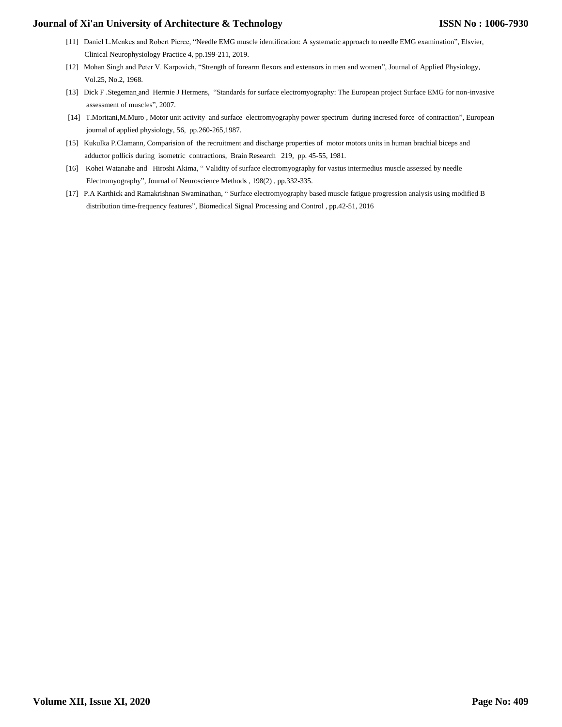[11] Daniel L.Menkes and Robert Pierce, "Needle EMG muscle identification: A systematic approach to needle EMG examination", Elsvier, Clinical Neurophysiology Practice 4, pp.199-211, 2019.

[12] Mohan Singh and Peter V. Karpovich, "Strength of forearm flexors and extensors in men and women", Journal of Applied Physiology, Vol.25, No.2, 1968.

[13] Dick F .Stegeman and Hermie J Hermens, "Standards for surface electromyography: The European project Surface EMG for non-invasive assessment of muscles", 2007.

[14] T.Moritani,M.Muro , Motor unit activity and surface electromyography power spectrum during incresed force of contraction", European journal of applied physiology, 56, pp.260-265,1987.

[15] Kukulka P.Clamann, Comparision of the recruitment and discharge properties of motor motors units in human brachial biceps and adductor pollicis during isometric contractions, Brain Research 219, pp. 45-55, 1981.

[16] Kohei Watanabe and Hiroshi Akima, " Validity of surface electromyography for vastus intermedius muscle assessed by needle Electromyography", Journal of Neuroscience Methods , 198(2) , pp.332-335.

[17] P.A Karthick and Ramakrishnan Swaminathan, " Surface electromyography based muscle fatigue progression analysis using modified B distribution time-frequency features", Biomedical Signal Processing and Control , pp.42-51, 2016